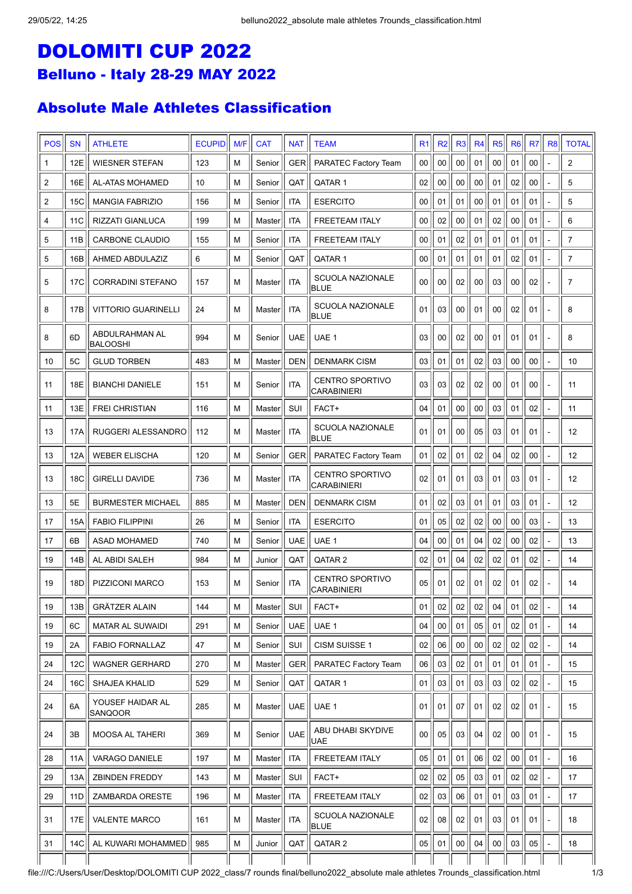# DOLOMITI CUP 2022

## Belluno - Italy 28-29 MAY 2022

## Absolute Male Athletes Classification

| POS | SN | ATHLETE | ECUPID | M/F | CAT | NAT | TEAM | R1 | R2 | R3 | R4 | R5 | R6 | R7 | R8 | TOTAL |
|---|---|---|---|---|---|---|---|---|---|---|---|---|---|---|---|---|
| 1 | 12E | WIESNER STEFAN | 123 | M | Senior | GER | PARATEC Factory Team | 00 | 00 | 00 | 01 | 00 | 01 | 00 | - | 2 |
| 2 | 16E | AL-ATAS MOHAMED | 10 | M | Senior | QAT | QATAR 1 | 02 | 00 | 00 | 00 | 01 | 02 | 00 | - | 5 |
| 2 | 15C | MANGIA FABRIZIO | 156 | M | Senior | ITA | ESERCITO | 00 | 01 | 01 | 00 | 01 | 01 | 01 | - | 5 |
| 4 | 11C | RIZZATI GIANLUCA | 199 | M | Master | ITA | FREETEAM ITALY | 00 | 02 | 00 | 01 | 02 | 00 | 01 | - | 6 |
| 5 | 11B | CARBONE CLAUDIO | 155 | M | Senior | ITA | FREETEAM ITALY | 00 | 01 | 02 | 01 | 01 | 01 | 01 | - | 7 |
| 5 | 16B | AHMED ABDULAZIZ | 6 | M | Senior | QAT | QATAR 1 | 00 | 01 | 01 | 01 | 01 | 02 | 01 | - | 7 |
| 5 | 17C | CORRADINI STEFANO | 157 | M | Master | ITA | SCUOLA NAZIONALE BLUE | 00 | 00 | 02 | 00 | 03 | 00 | 02 | - | 7 |
| 8 | 17B | VITTORIO GUARINELLI | 24 | M | Master | ITA | SCUOLA NAZIONALE BLUE | 01 | 03 | 00 | 01 | 00 | 02 | 01 | - | 8 |
| 8 | 6D | ABDULRAHMAN AL BALOOSHI | 994 | M | Senior | UAE | UAE 1 | 03 | 00 | 02 | 00 | 01 | 01 | 01 | - | 8 |
| 10 | 5C | GLUD TORBEN | 483 | M | Master | DEN | DENMARK CISM | 03 | 01 | 01 | 02 | 03 | 00 | 00 | - | 10 |
| 11 | 18E | BIANCHI DANIELE | 151 | M | Senior | ITA | CENTRO SPORTIVO CARABINIERI | 03 | 03 | 02 | 02 | 00 | 01 | 00 | - | 11 |
| 11 | 13E | FREI CHRISTIAN | 116 | M | Master | SUI | FACT+ | 04 | 01 | 00 | 00 | 03 | 01 | 02 | - | 11 |
| 13 | 17A | RUGGERI ALESSANDRO | 112 | M | Master | ITA | SCUOLA NAZIONALE BLUE | 01 | 01 | 00 | 05 | 03 | 01 | 01 | - | 12 |
| 13 | 12A | WEBER ELISCHA | 120 | M | Senior | GER | PARATEC Factory Team | 01 | 02 | 01 | 02 | 04 | 02 | 00 | - | 12 |
| 13 | 18C | GIRELLI DAVIDE | 736 | M | Master | ITA | CENTRO SPORTIVO CARABINIERI | 02 | 01 | 01 | 03 | 01 | 03 | 01 | - | 12 |
| 13 | 5E | BURMESTER MICHAEL | 885 | M | Master | DEN | DENMARK CISM | 01 | 02 | 03 | 01 | 01 | 03 | 01 | - | 12 |
| 17 | 15A | FABIO FILIPPINI | 26 | M | Senior | ITA | ESERCITO | 01 | 05 | 02 | 02 | 00 | 00 | 03 | - | 13 |
| 17 | 6B | ASAD MOHAMED | 740 | M | Senior | UAE | UAE 1 | 04 | 00 | 01 | 04 | 02 | 00 | 02 | - | 13 |
| 19 | 14B | AL ABIDI SALEH | 984 | M | Junior | QAT | QATAR 2 | 02 | 01 | 04 | 02 | 02 | 01 | 02 | - | 14 |
| 19 | 18D | PIZZICONI MARCO | 153 | M | Senior | ITA | CENTRO SPORTIVO CARABINIERI | 05 | 01 | 02 | 01 | 02 | 01 | 02 | - | 14 |
| 19 | 13B | GRÄTZER ALAIN | 144 | M | Master | SUI | FACT+ | 01 | 02 | 02 | 02 | 04 | 01 | 02 | - | 14 |
| 19 | 6C | MATAR AL SUWAIDI | 291 | M | Senior | UAE | UAE 1 | 04 | 00 | 01 | 05 | 01 | 02 | 01 | - | 14 |
| 19 | 2A | FABIO FORNALLAZ | 47 | M | Senior | SUI | CISM SUISSE 1 | 02 | 06 | 00 | 00 | 02 | 02 | 02 | - | 14 |
| 24 | 12C | WAGNER GERHARD | 270 | M | Master | GER | PARATEC Factory Team | 06 | 03 | 02 | 01 | 01 | 01 | 01 | - | 15 |
| 24 | 16C | SHAJEA KHALID | 529 | M | Senior | QAT | QATAR 1 | 01 | 03 | 01 | 03 | 03 | 02 | 02 | - | 15 |
| 24 | 6A | YOUSEF HAIDAR AL SANQOOR | 285 | M | Master | UAE | UAE 1 | 01 | 01 | 07 | 01 | 02 | 02 | 01 | - | 15 |
| 24 | 3B | MOOSA AL TAHERI | 369 | M | Senior | UAE | ABU DHABI SKYDIVE UAE | 00 | 05 | 03 | 04 | 02 | 00 | 01 | - | 15 |
| 28 | 11A | VARAGO DANIELE | 197 | M | Master | ITA | FREETEAM ITALY | 05 | 01 | 01 | 06 | 02 | 00 | 01 | - | 16 |
| 29 | 13A | ZBINDEN FREDDY | 143 | M | Master | SUI | FACT+ | 02 | 02 | 05 | 03 | 01 | 02 | 02 | - | 17 |
| 29 | 11D | ZAMBARDA ORESTE | 196 | M | Master | ITA | FREETEAM ITALY | 02 | 03 | 06 | 01 | 01 | 03 | 01 | - | 17 |
| 31 | 17E | VALENTE MARCO | 161 | M | Master | ITA | SCUOLA NAZIONALE BLUE | 02 | 08 | 02 | 01 | 03 | 01 | 01 | - | 18 |
| 31 | 14C | AL KUWARI MOHAMMED | 985 | M | Junior | QAT | QATAR 2 | 05 | 01 | 00 | 04 | 00 | 03 | 05 | - | 18 |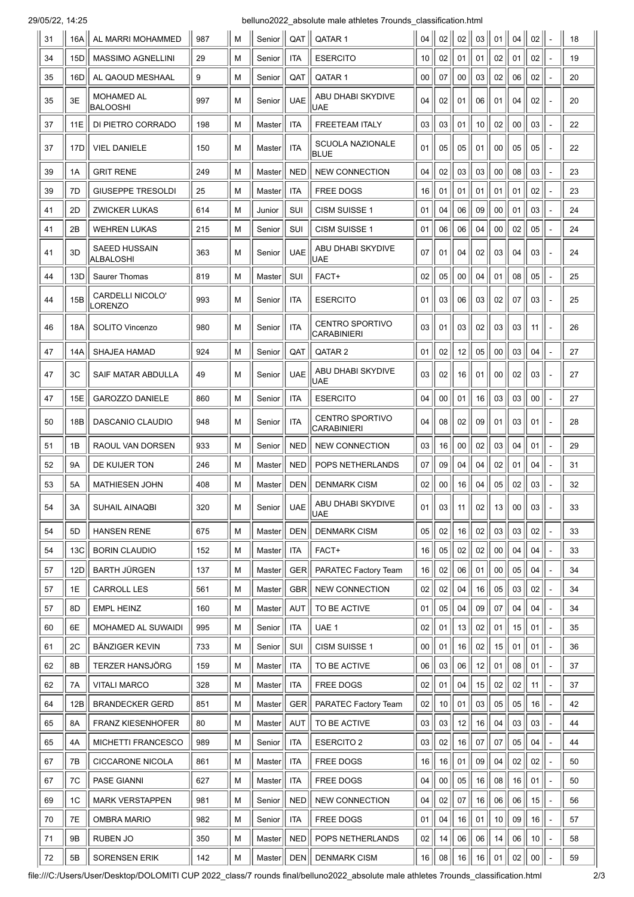| 31 | 16A | AL MARRI MOHAMMED | 987 | M | Senior | QAT | QATAR 1 | 04 | 02 | 02 | 03 | 01 | 04 | 02 | - | 18 |
|---|---|---|---|---|---|---|---|---|---|---|---|---|---|---|---|---|
| 34 | 15D | MASSIMO AGNELLINI | 29 | M | Senior | ITA | ESERCITO | 10 | 02 | 01 | 01 | 02 | 01 | 02 | - | 19 |
| 35 | 16D | AL QAOUD MESHAAL | 9 | M | Senior | QAT | QATAR 1 | 00 | 07 | 00 | 03 | 02 | 06 | 02 | - | 20 |
| 35 | 3E | MOHAMED AL BALOOSHI | 997 | M | Senior | UAE | ABU DHABI SKYDIVE UAE | 04 | 02 | 01 | 06 | 01 | 04 | 02 | - | 20 |
| 37 | 11E | DI PIETRO CORRADO | 198 | M | Master | ITA | FREETEAM ITALY | 03 | 03 | 01 | 10 | 02 | 00 | 03 | - | 22 |
| 37 | 17D | VIEL DANIELE | 150 | M | Master | ITA | SCUOLA NAZIONALE BLUE | 01 | 05 | 05 | 01 | 00 | 05 | 05 | - | 22 |
| 39 | 1A | GRIT RENE | 249 | M | Master | NED | NEW CONNECTION | 04 | 02 | 03 | 03 | 00 | 08 | 03 | - | 23 |
| 39 | 7D | GIUSEPPE TRESOLDI | 25 | M | Master | ITA | FREE DOGS | 16 | 01 | 01 | 01 | 01 | 01 | 02 | - | 23 |
| 41 | 2D | ZWICKER LUKAS | 614 | M | Junior | SUI | CISM SUISSE 1 | 01 | 04 | 06 | 09 | 00 | 01 | 03 | - | 24 |
| 41 | 2B | WEHREN LUKAS | 215 | M | Senior | SUI | CISM SUISSE 1 | 01 | 06 | 06 | 04 | 00 | 02 | 05 | - | 24 |
| 41 | 3D | SAEED HUSSAIN ALBALOSHI | 363 | M | Senior | UAE | ABU DHABI SKYDIVE UAE | 07 | 01 | 04 | 02 | 03 | 04 | 03 | - | 24 |
| 44 | 13D | Saurer Thomas | 819 | M | Master | SUI | FACT+ | 02 | 05 | 00 | 04 | 01 | 08 | 05 | - | 25 |
| 44 | 15B | CARDELLI NICOLO' LORENZO | 993 | M | Senior | ITA | ESERCITO | 01 | 03 | 06 | 03 | 02 | 07 | 03 | - | 25 |
| 46 | 18A | SOLITO Vincenzo | 980 | M | Senior | ITA | CENTRO SPORTIVO CARABINIERI | 03 | 01 | 03 | 02 | 03 | 03 | 11 | - | 26 |
| 47 | 14A | SHAJEA HAMAD | 924 | M | Senior | QAT | QATAR 2 | 01 | 02 | 12 | 05 | 00 | 03 | 04 | - | 27 |
| 47 | 3C | SAIF MATAR ABDULLA | 49 | M | Senior | UAE | ABU DHABI SKYDIVE UAE | 03 | 02 | 16 | 01 | 00 | 02 | 03 | - | 27 |
| 47 | 15E | GAROZZO DANIELE | 860 | M | Senior | ITA | ESERCITO | 04 | 00 | 01 | 16 | 03 | 03 | 00 | - | 27 |
| 50 | 18B | DASCANIO CLAUDIO | 948 | M | Senior | ITA | CENTRO SPORTIVO CARABINIERI | 04 | 08 | 02 | 09 | 01 | 03 | 01 | - | 28 |
| 51 | 1B | RAOUL VAN DORSEN | 933 | M | Senior | NED | NEW CONNECTION | 03 | 16 | 00 | 02 | 03 | 04 | 01 | - | 29 |
| 52 | 9A | DE KUIJER TON | 246 | M | Master | NED | POPS NETHERLANDS | 07 | 09 | 04 | 04 | 02 | 01 | 04 | - | 31 |
| 53 | 5A | MATHIESEN JOHN | 408 | M | Master | DEN | DENMARK CISM | 02 | 00 | 16 | 04 | 05 | 02 | 03 | - | 32 |
| 54 | 3A | SUHAIL AINAQBI | 320 | M | Senior | UAE | ABU DHABI SKYDIVE UAE | 01 | 03 | 11 | 02 | 13 | 00 | 03 | - | 33 |
| 54 | 5D | HANSEN RENE | 675 | M | Master | DEN | DENMARK CISM | 05 | 02 | 16 | 02 | 03 | 03 | 02 | - | 33 |
| 54 | 13C | BORIN CLAUDIO | 152 | M | Master | ITA | FACT+ | 16 | 05 | 02 | 02 | 00 | 04 | 04 | - | 33 |
| 57 | 12D | BARTH JÜRGEN | 137 | M | Master | GER | PARATEC Factory Team | 16 | 02 | 06 | 01 | 00 | 05 | 04 | - | 34 |
| 57 | 1E | CARROLL LES | 561 | M | Master | GBR | NEW CONNECTION | 02 | 02 | 04 | 16 | 05 | 03 | 02 | - | 34 |
| 57 | 8D | EMPL HEINZ | 160 | M | Master | AUT | TO BE ACTIVE | 01 | 05 | 04 | 09 | 07 | 04 | 04 | - | 34 |
| 60 | 6E | MOHAMED AL SUWAIDI | 995 | M | Senior | ITA | UAE 1 | 02 | 01 | 13 | 02 | 01 | 15 | 01 | - | 35 |
| 61 | 2C | BÄNZIGER KEVIN | 733 | M | Senior | SUI | CISM SUISSE 1 | 00 | 01 | 16 | 02 | 15 | 01 | 01 | - | 36 |
| 62 | 8B | TERZER HANSJÖRG | 159 | M | Master | ITA | TO BE ACTIVE | 06 | 03 | 06 | 12 | 01 | 08 | 01 | - | 37 |
| 62 | 7A | VITALI MARCO | 328 | M | Master | ITA | FREE DOGS | 02 | 01 | 04 | 15 | 02 | 02 | 11 | - | 37 |
| 64 | 12B | BRANDECKER GERD | 851 | M | Master | GER | PARATEC Factory Team | 02 | 10 | 01 | 03 | 05 | 05 | 16 | - | 42 |
| 65 | 8A | FRANZ KIESENHOFER | 80 | M | Master | AUT | TO BE ACTIVE | 03 | 03 | 12 | 16 | 04 | 03 | 03 | - | 44 |
| 65 | 4A | MICHETTI FRANCESCO | 989 | M | Senior | ITA | ESERCITO 2 | 03 | 02 | 16 | 07 | 07 | 05 | 04 | - | 44 |
| 67 | 7B | CICCARONE NICOLA | 861 | M | Master | ITA | FREE DOGS | 16 | 16 | 01 | 09 | 04 | 02 | 02 | - | 50 |
| 67 | 7C | PASE GIANNI | 627 | M | Master | ITA | FREE DOGS | 04 | 00 | 05 | 16 | 08 | 16 | 01 | - | 50 |
| 69 | 1C | MARK VERSTAPPEN | 981 | M | Senior | NED | NEW CONNECTION | 04 | 02 | 07 | 16 | 06 | 06 | 15 | - | 56 |
| 70 | 7E | OMBRA MARIO | 982 | M | Senior | ITA | FREE DOGS | 01 | 04 | 16 | 01 | 10 | 09 | 16 | - | 57 |
| 71 | 9B | RUBEN JO | 350 | M | Master | NED | POPS NETHERLANDS | 02 | 14 | 06 | 06 | 14 | 06 | 10 | - | 58 |
| 72 | 5B | SORENSEN ERIK | 142 | M | Master | DEN | DENMARK CISM | 16 | 08 | 16 | 16 | 01 | 02 | 00 | - | 59 |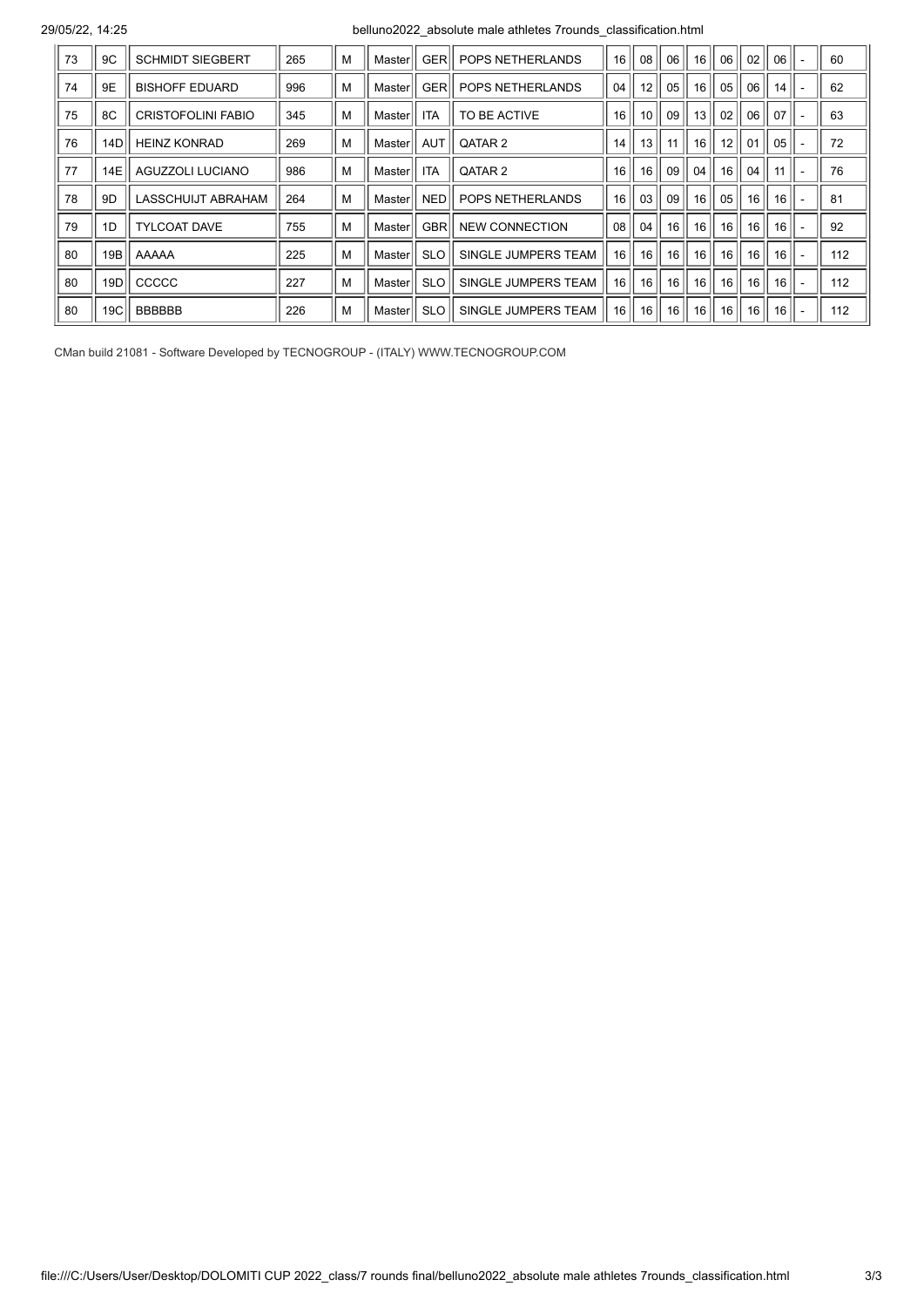| | | | | | | | | | | | | | | | | | |
|---|---|---|---|---|---|---|---|---|---|---|---|---|---|---|---|---|---|
| 73 | 9C | SCHMIDT SIEGBERT | 265 | M | Master | GER | POPS NETHERLANDS | 16 | 08 | 06 | 16 | 06 | 02 | 06 | - | 60 |
| 74 | 9E | BISHOFF EDUARD | 996 | M | Master | GER | POPS NETHERLANDS | 04 | 12 | 05 | 16 | 05 | 06 | 14 | - | 62 |
| 75 | 8C | CRISTOFOLINI FABIO | 345 | M | Master | ITA | TO BE ACTIVE | 16 | 10 | 09 | 13 | 02 | 06 | 07 | - | 63 |
| 76 | 14D | HEINZ KONRAD | 269 | M | Master | AUT | QATAR 2 | 14 | 13 | 11 | 16 | 12 | 01 | 05 | - | 72 |
| 77 | 14E | AGUZZOLI LUCIANO | 986 | M | Master | ITA | QATAR 2 | 16 | 16 | 09 | 04 | 16 | 04 | 11 | - | 76 |
| 78 | 9D | LASSCHUIJT ABRAHAM | 264 | M | Master | NED | POPS NETHERLANDS | 16 | 03 | 09 | 16 | 05 | 16 | 16 | - | 81 |
| 79 | 1D | TYLCOAT DAVE | 755 | M | Master | GBR | NEW CONNECTION | 08 | 04 | 16 | 16 | 16 | 16 | 16 | - | 92 |
| 80 | 19B | AAAAA | 225 | M | Master | SLO | SINGLE JUMPERS TEAM | 16 | 16 | 16 | 16 | 16 | 16 | 16 | - | 112 |
| 80 | 19D | CCCCC | 227 | M | Master | SLO | SINGLE JUMPERS TEAM | 16 | 16 | 16 | 16 | 16 | 16 | 16 | - | 112 |
| 80 | 19C | BBBBBB | 226 | M | Master | SLO | SINGLE JUMPERS TEAM | 16 | 16 | 16 | 16 | 16 | 16 | 16 | - | 112 |

CMan build 21081 - Software Developed by TECNOGROUP - (ITALY) WWW.TECNOGROUP.COM